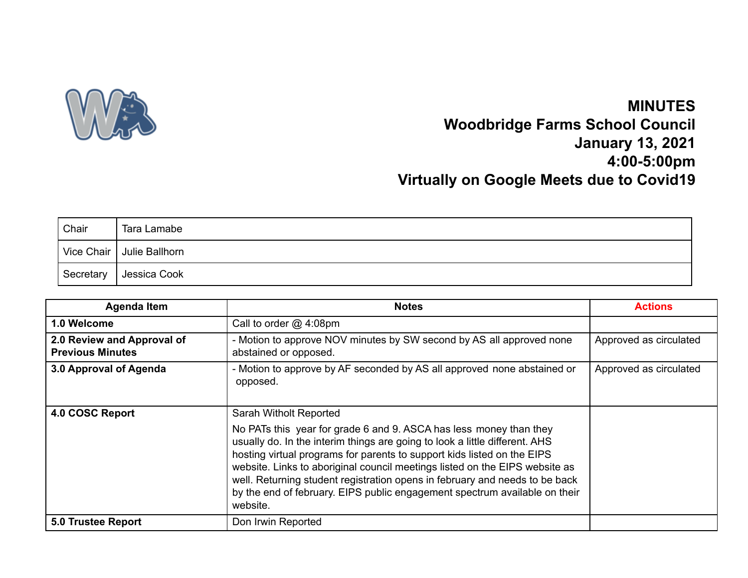# MINUTES
# Woodbridge Farms School Council
# January 13, 2021
# 4:00-5:00pm
# Virtually on Google Meets due to Covid19

| Chair | Tara Lamabe |
|---|---|
| Vice Chair | Julie Ballhorn |
| Secretary | Jessica Cook |

| Agenda Item | Notes | Actions |
|---|---|---|
| **1.0 Welcome** | Call to order @ 4:08pm | |
| **2.0 Review and Approval of Previous Minutes** | - Motion to approve NOV minutes by SW second by AS all approved none abstained or opposed. | Approved as circulated |
| **3.0 Approval of Agenda** | - Motion to approve by AF seconded by AS all approved none abstained or opposed. | Approved as circulated |
| **4.0 COSC Report** | Sarah Witholt Reported<br><br>No PATs this year for grade 6 and 9. ASCA has less money than they usually do. In the interim things are going to look a little different. AHS hosting virtual programs for parents to support kids listed on the EIPS website. Links to aboriginal council meetings listed on the EIPS website as well. Returning student registration opens in february and needs to be back by the end of february. EIPS public engagement spectrum available on their website. | |
| **5.0 Trustee Report** | Don Irwin Reported | |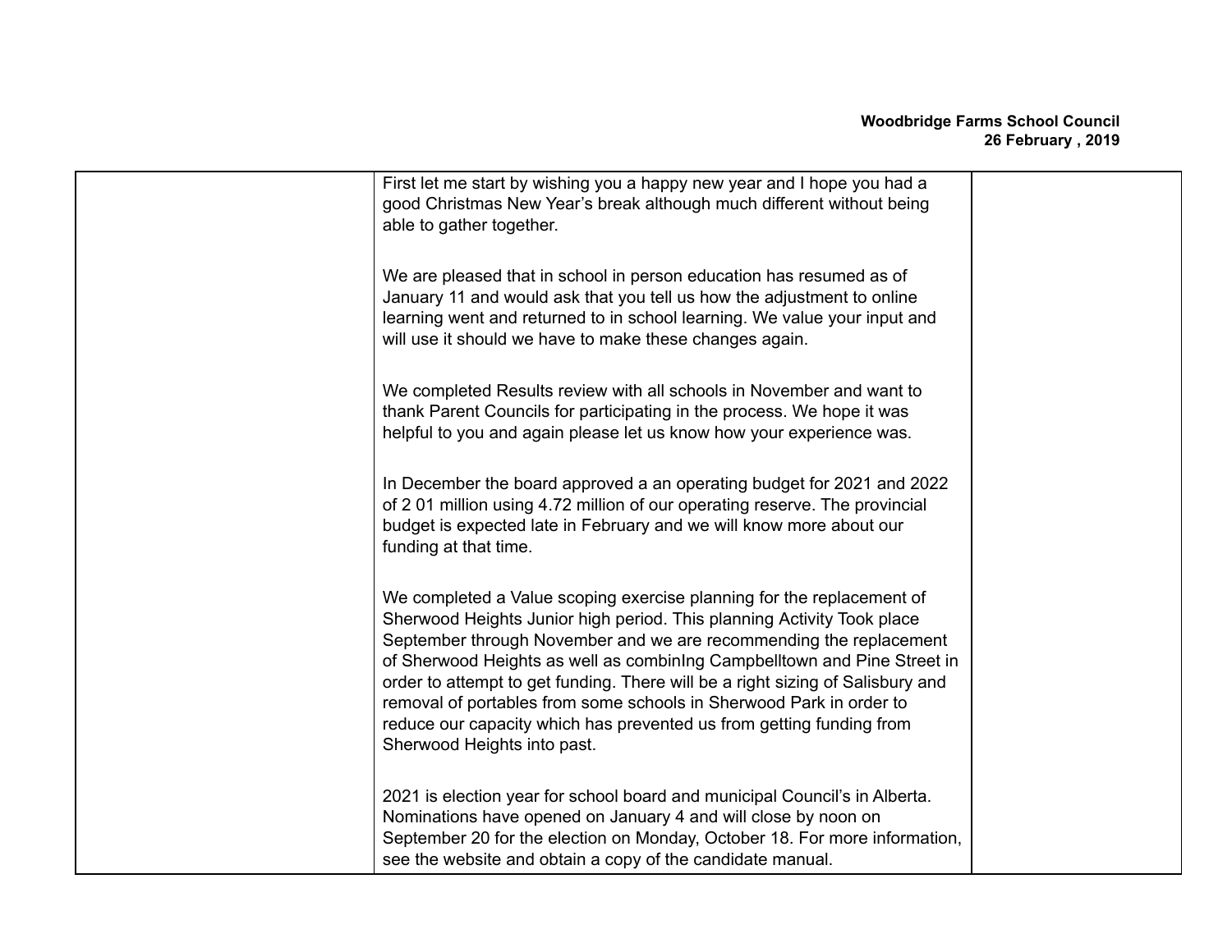First let me start by wishing you a happy new year and I hope you had a good Christmas New Year's break although much different without being able to gather together.

We are pleased that in school in person education has resumed as of January 11 and would ask that you tell us how the adjustment to online learning went and returned to in school learning. We value your input and will use it should we have to make these changes again.

We completed Results review with all schools in November and want to thank Parent Councils for participating in the process. We hope it was helpful to you and again please let us know how your experience was.

In December the board approved a an operating budget for 2021 and 2022 of 2 01 million using 4.72 million of our operating reserve. The provincial budget is expected late in February and we will know more about our funding at that time.

We completed a Value scoping exercise planning for the replacement of Sherwood Heights Junior high period. This planning Activity Took place September through November and we are recommending the replacement of Sherwood Heights as well as combinIng Campbelltown and Pine Street in order to attempt to get funding. There will be a right sizing of Salisbury and removal of portables from some schools in Sherwood Park in order to reduce our capacity which has prevented us from getting funding from Sherwood Heights into past.

2021 is election year for school board and municipal Council's in Alberta. Nominations have opened on January 4 and will close by noon on September 20 for the election on Monday, October 18. For more information, see the website and obtain a copy of the candidate manual.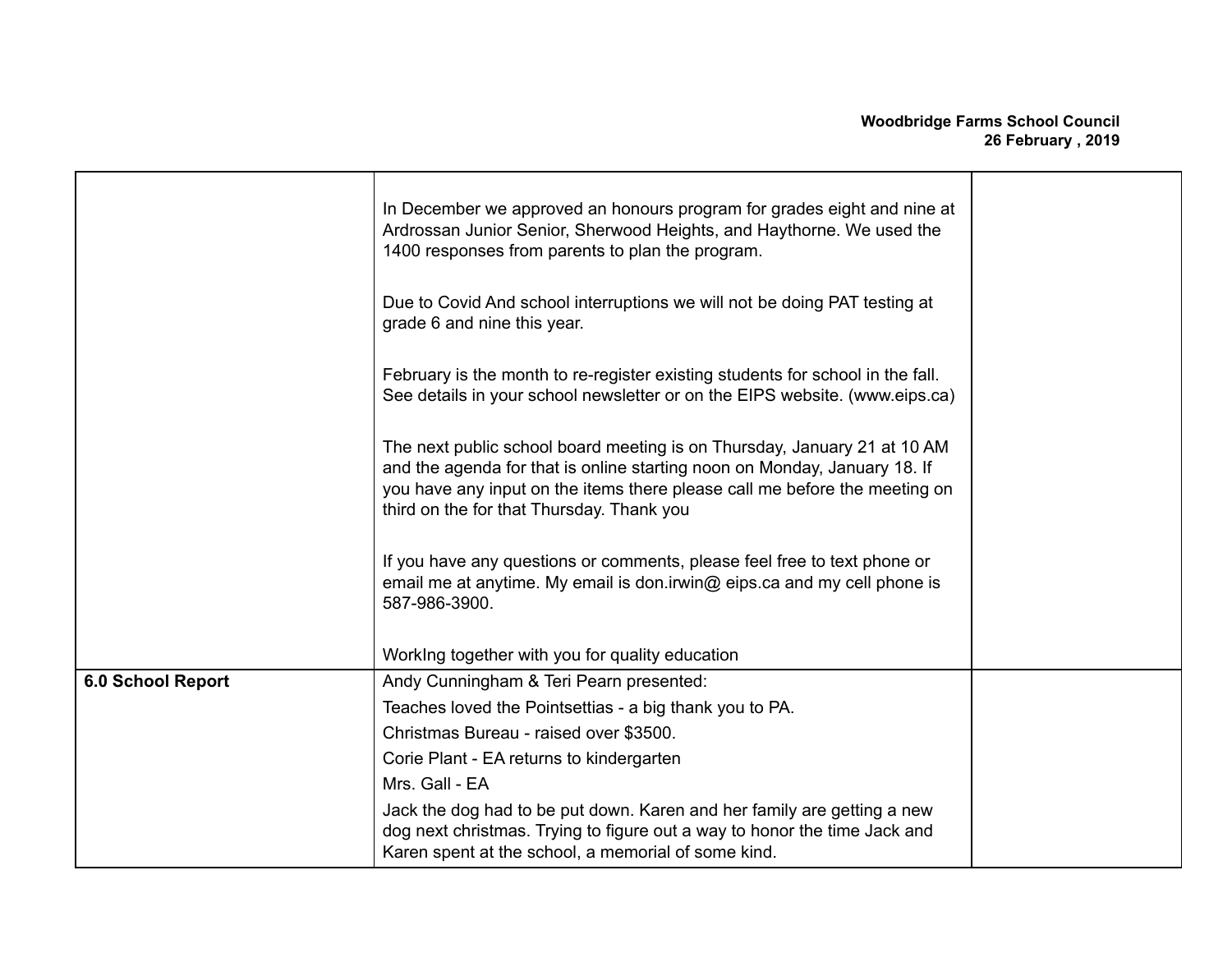| | | |
|---|---|---|
| | In December we approved an honours program for grades eight and nine at Ardrossan Junior Senior, Sherwood Heights, and Haythorne. We used the 1400 responses from parents to plan the program.<br><br>Due to Covid And school interruptions we will not be doing PAT testing at grade 6 and nine this year.<br><br>February is the month to re-register existing students for school in the fall. See details in your school newsletter or on the EIPS website. (www.eips.ca)<br><br>The next public school board meeting is on Thursday, January 21 at 10 AM and the agenda for that is online starting noon on Monday, January 18. If you have any input on the items there please call me before the meeting on third on the for that Thursday. Thank you<br><br>If you have any questions or comments, please feel free to text phone or email me at anytime. My email is don.irwin@ eips.ca and my cell phone is 587-986-3900.<br><br>WorkIng together with you for quality education | |
| **6.0 School Report** | Andy Cunningham & Teri Pearn presented:<br>Teaches loved the Pointsettias - a big thank you to PA.<br>Christmas Bureau - raised over $3500.<br>Corie Plant - EA returns to kindergarten<br>Mrs. Gall - EA<br>Jack the dog had to be put down. Karen and her family are getting a new dog next christmas. Trying to figure out a way to honor the time Jack and Karen spent at the school, a memorial of some kind. | |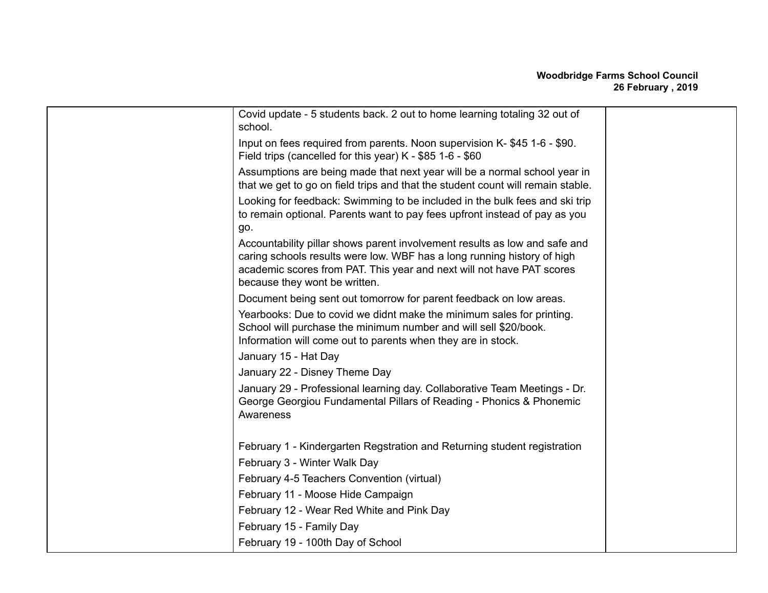| | | |
|---|---|---|
| | Covid update - 5 students back. 2 out to home learning totaling 32 out of school.<br><br>Input on fees required from parents. Noon supervision K- $45 1-6 - $90. Field trips (cancelled for this year) K - $85 1-6 - $60<br><br>Assumptions are being made that next year will be a normal school year in that we get to go on field trips and that the student count will remain stable.<br><br>Looking for feedback: Swimming to be included in the bulk fees and ski trip to remain optional. Parents want to pay fees upfront instead of pay as you go.<br><br>Accountability pillar shows parent involvement results as low and safe and caring schools results were low. WBF has a long running history of high academic scores from PAT. This year and next will not have PAT scores because they wont be written.<br><br>Document being sent out tomorrow for parent feedback on low areas.<br><br>Yearbooks: Due to covid we didnt make the minimum sales for printing. School will purchase the minimum number and will sell $20/book. Information will come out to parents when they are in stock.<br><br>January 15 - Hat Day<br><br>January 22 - Disney Theme Day<br><br>January 29 - Professional learning day. Collaborative Team Meetings - Dr. George Georgiou Fundamental Pillars of Reading - Phonics & Phonemic Awareness<br><br>February 1 - Kindergarten Regstration and Returning student registration<br><br>February 3 - Winter Walk Day<br><br>February 4-5 Teachers Convention (virtual)<br><br>February 11 - Moose Hide Campaign<br><br>February 12 - Wear Red White and Pink Day<br><br>February 15 - Family Day<br><br>February 19 - 100th Day of School | |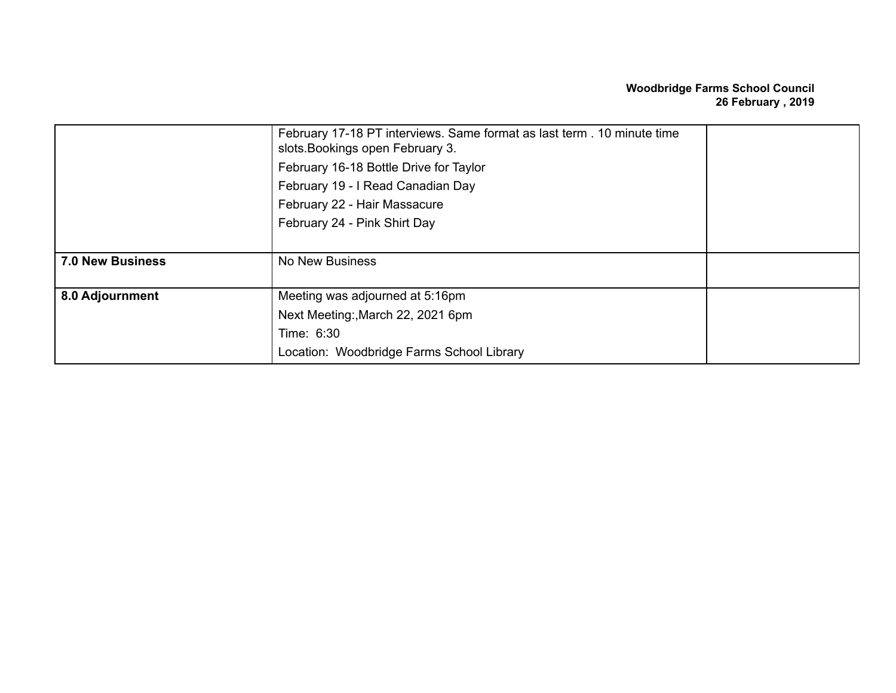| | | |
|---|---|---|
| | February 17-18 PT interviews. Same format as last term . 10 minute time slots.Bookings open February 3.<br>February 16-18 Bottle Drive for Taylor<br>February 19 - I Read Canadian Day<br>February 22 - Hair Massacure<br>February 24 - Pink Shirt Day | |
| **7.0 New Business** | No New Business | |
| **8.0 Adjournment** | Meeting was adjourned at 5:16pm<br>Next Meeting:,March 22, 2021 6pm<br>Time: 6:30<br>Location: Woodbridge Farms School Library | |